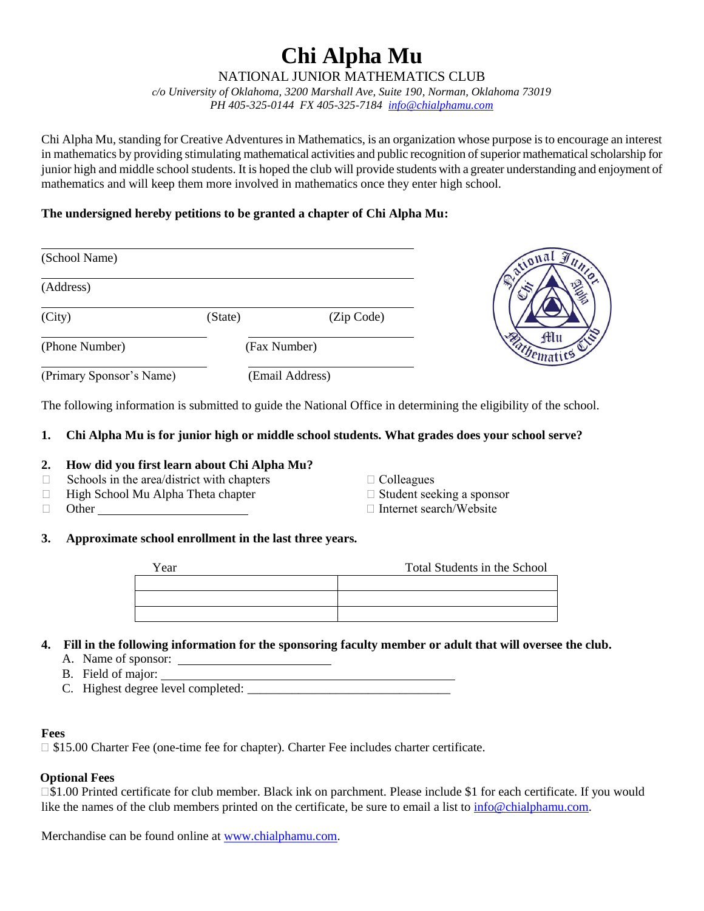# Chi Alpha Mu

NATIONAL JUNIOR MATHEMATICS CLUB

*c/o University of Oklahoma, 3200 Marshall Ave, Suite 190, Norman, Oklahoma 73019*
*PH 405-325-0144 FX 405-325-7184 info@chialphamu.com*

Chi Alpha Mu, standing for Creative Adventures in Mathematics, is an organization whose purpose is to encourage an interest in mathematics by providing stimulating mathematical activities and public recognition of superior mathematical scholarship for junior high and middle school students. It is hoped the club will provide students with a greater understanding and enjoyment of mathematics and will keep them more involved in mathematics once they enter high school.

**The undersigned hereby petitions to be granted a chapter of Chi Alpha Mu:**

______________________________
(School Name)

______________________________
(Address)

______________________________
(City) (State) (Zip Code)

______________________________ ______________________________
(Phone Number) (Fax Number)

______________________________ ______________________________
(Primary Sponsor's Name) (Email Address)

The following information is submitted to guide the National Office in determining the eligibility of the school.

**1. Chi Alpha Mu is for junior high or middle school students. What grades does your school serve?**

**2. How did you first learn about Chi Alpha Mu?**

- ☐ Schools in the area/district with chapters
- ☐ High School Mu Alpha Theta chapter
- ☐ Other ______________________
- ☐ Colleagues
- ☐ Student seeking a sponsor
- ☐ Internet search/Website

**3. Approximate school enrollment in the last three years.**

| Year | Total Students in the School |
|---|---|
| | |
| | |
| | |

**4. Fill in the following information for the sponsoring faculty member or adult that will oversee the club.**

A. Name of sponsor: ______________________
B. Field of major: ______________________________________
C. Highest degree level completed: ______________________________

**Fees**

☐ $15.00 Charter Fee (one-time fee for chapter). Charter Fee includes charter certificate.

**Optional Fees**

☐ $1.00 Printed certificate for club member. Black ink on parchment. Please include $1 for each certificate. If you would like the names of the club members printed on the certificate, be sure to email a list to info@chialphamu.com.

Merchandise can be found online at www.chialphamu.com.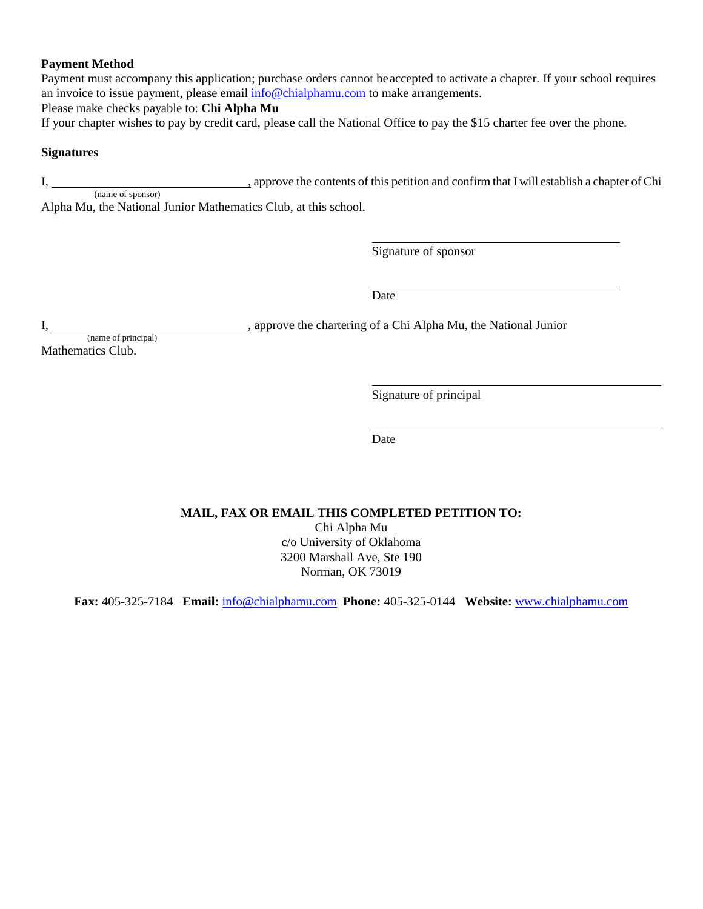**Payment Method**

Payment must accompany this application; purchase orders cannot be accepted to activate a chapter. If your school requires an invoice to issue payment, please email info@chialphamu.com to make arrangements.

Please make checks payable to: **Chi Alpha Mu**

If your chapter wishes to pay by credit card, please call the National Office to pay the $15 charter fee over the phone.

**Signatures**

I, ______________________________, approve the contents of this petition and confirm that I will establish a chapter of Chi Alpha Mu, the National Junior Mathematics Club, at this school.
(name of sponsor)

______________________________
Signature of sponsor

______________________________
Date

I, ______________________________, approve the chartering of a Chi Alpha Mu, the National Junior Mathematics Club.
(name of principal)

______________________________
Signature of principal

______________________________
Date

**MAIL, FAX OR EMAIL THIS COMPLETED PETITION TO:**

Chi Alpha Mu
c/o University of Oklahoma
3200 Marshall Ave, Ste 190
Norman, OK 73019

**Fax:** 405-325-7184 **Email:** info@chialphamu.com **Phone:** 405-325-0144 **Website:** www.chialphamu.com